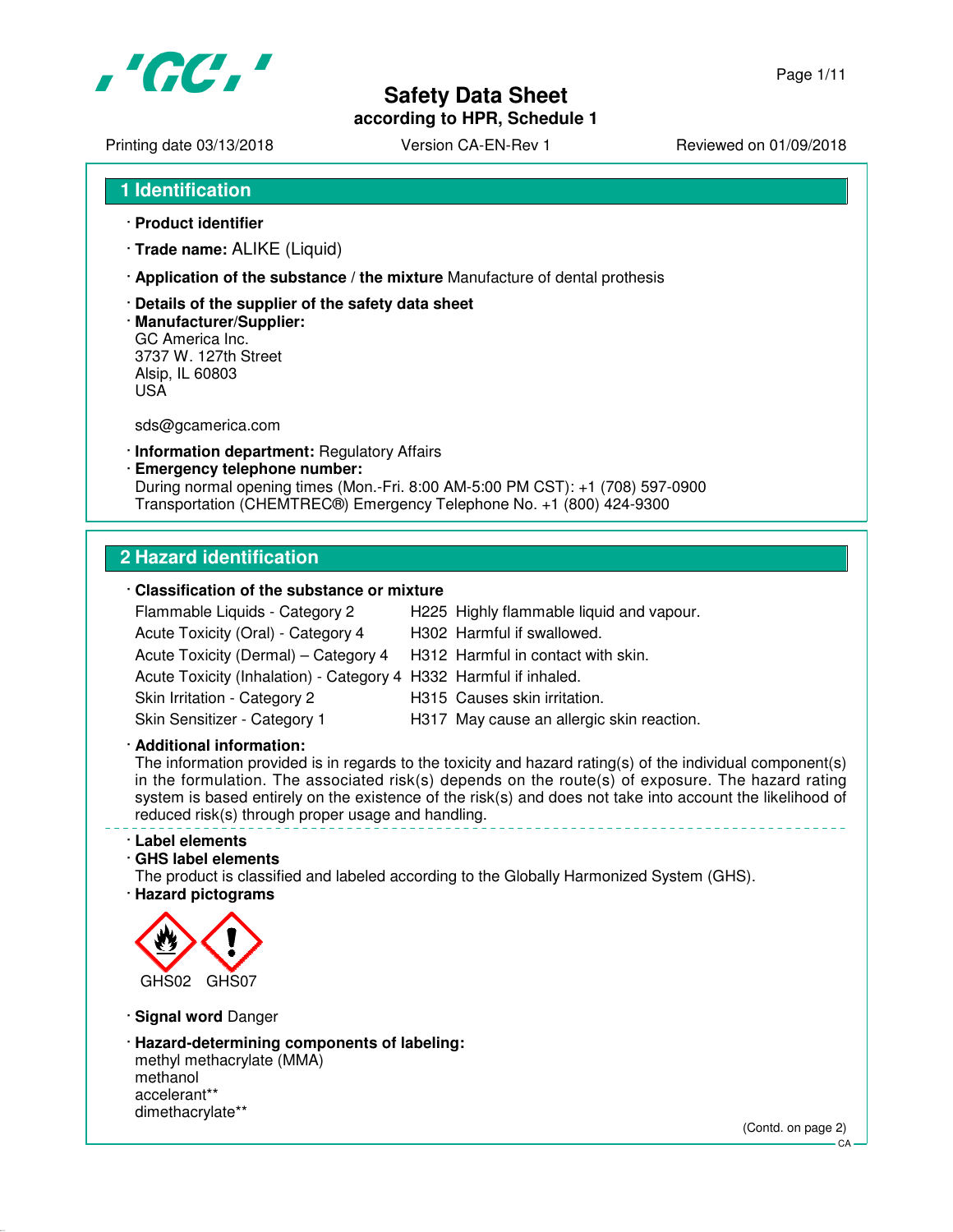# Safety Data Sheet

**according to HPR, Schedule 1**

Printing date 03/13/2018 | Version CA-EN-Rev 1 | Reviewed on 01/09/2018

## 1 Identification

· **Product identifier**

· **Trade name:** ALIKE (Liquid)

· **Application of the substance / the mixture** Manufacture of dental prosthesis

· **Details of the supplier of the safety data sheet**

· **Manufacturer/Supplier:**
GC America Inc.
3737 W. 127th Street
Alsip, IL 60803
USA

sds@gcamerica.com

· **Information department:** Regulatory Affairs

· **Emergency telephone number:**
During normal opening times (Mon.-Fri. 8:00 AM-5:00 PM CST): +1 (708) 597-0900
Transportation (CHEMTREC®) Emergency Telephone No. +1 (800) 424-9300

## 2 Hazard identification

· **Classification of the substance or mixture**

| Classification | Hazard statement |
|---|---|
| Flammable Liquids - Category 2 | H225 Highly flammable liquid and vapour. |
| Acute Toxicity (Oral) - Category 4 | H302 Harmful if swallowed. |
| Acute Toxicity (Dermal) – Category 4 | H312 Harmful in contact with skin. |
| Acute Toxicity (Inhalation) - Category 4 | H332 Harmful if inhaled. |
| Skin Irritation - Category 2 | H315 Causes skin irritation. |
| Skin Sensitizer - Category 1 | H317 May cause an allergic skin reaction. |

· **Additional information:**
The information provided is in regards to the toxicity and hazard rating(s) of the individual component(s) in the formulation. The associated risk(s) depends on the route(s) of exposure. The hazard rating system is based entirely on the existence of the risk(s) and does not take into account the likelihood of reduced risk(s) through proper usage and handling.

· **Label elements**

· **GHS label elements**
The product is classified and labeled according to the Globally Harmonized System (GHS).

· **Hazard pictograms**

GHS02 GHS07

· **Signal word** Danger

· **Hazard-determining components of labeling:**
methyl methacrylate (MMA)
methanol
accelerant**
dimethacrylate**

(Contd. on page 2)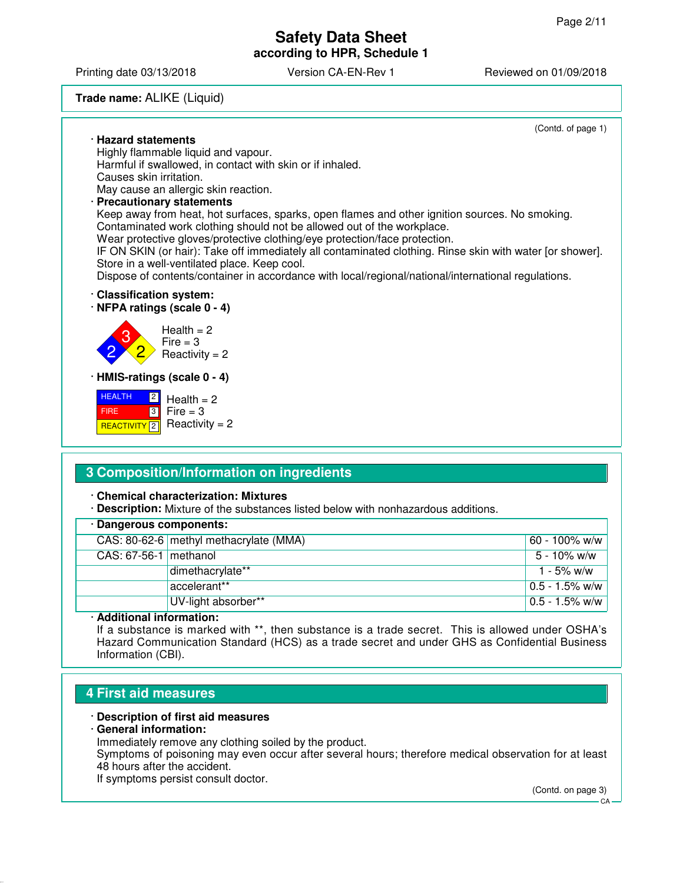Trade name: ALIKE (Liquid)

(Contd. of page 1)

· **Hazard statements**
Highly flammable liquid and vapour.
Harmful if swallowed, in contact with skin or if inhaled.
Causes skin irritation.
May cause an allergic skin reaction.

· **Precautionary statements**
Keep away from heat, hot surfaces, sparks, open flames and other ignition sources. No smoking.
Contaminated work clothing should not be allowed out of the workplace.
Wear protective gloves/protective clothing/eye protection/face protection.
IF ON SKIN (or hair): Take off immediately all contaminated clothing. Rinse skin with water [or shower].
Store in a well-ventilated place. Keep cool.
Dispose of contents/container in accordance with local/regional/national/international regulations.

· **Classification system:**
· **NFPA ratings (scale 0 - 4)**

Health = 2
Fire = 3
Reactivity = 2

· **HMIS-ratings (scale 0 - 4)**

| | |
|---|---|
| HEALTH | 2 |
| FIRE | 3 |
| REACTIVITY | 2 |

Health = 2
Fire = 3
Reactivity = 2

## 3 Composition/Information on ingredients

· **Chemical characterization: Mixtures**
· **Description:** Mixture of the substances listed below with nonhazardous additions.

· **Dangerous components:**

| | | |
|---|---|---|
| CAS: 80-62-6 | methyl methacrylate (MMA) | 60 - 100% w/w |
| CAS: 67-56-1 | methanol | 5 - 10% w/w |
| | dimethacrylate** | 1 - 5% w/w |
| | accelerant** | 0.5 - 1.5% w/w |
| | UV-light absorber** | 0.5 - 1.5% w/w |

· **Additional information:**
If a substance is marked with **, then substance is a trade secret. This is allowed under OSHA's Hazard Communication Standard (HCS) as a trade secret and under GHS as Confidential Business Information (CBI).

## 4 First aid measures

· **Description of first aid measures**
· **General information:**
Immediately remove any clothing soiled by the product.
Symptoms of poisoning may even occur after several hours; therefore medical observation for at least 48 hours after the accident.
If symptoms persist consult doctor.

(Contd. on page 3)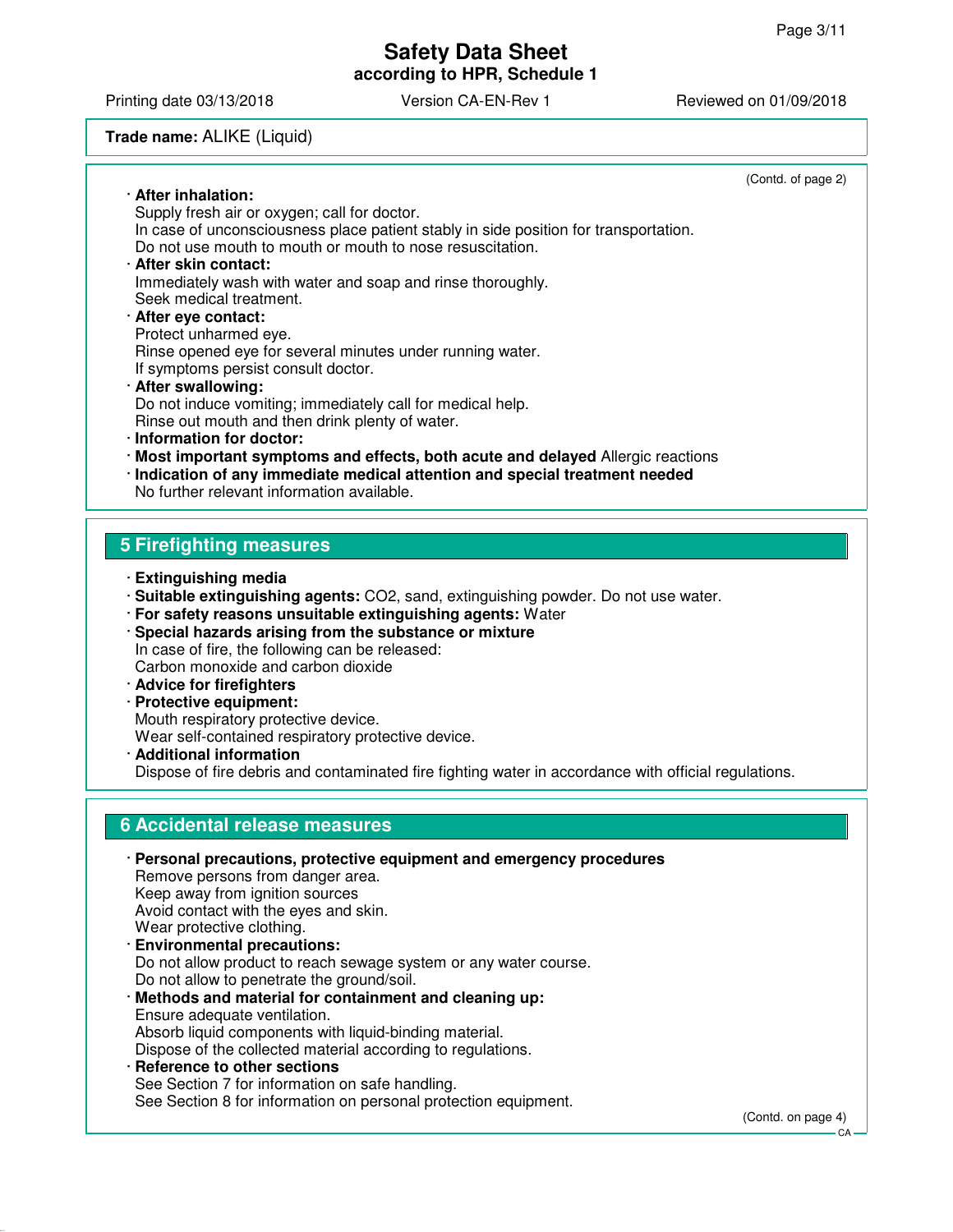(Contd. of page 2)

· **After inhalation:**
Supply fresh air or oxygen; call for doctor.
In case of unconsciousness place patient stably in side position for transportation.
Do not use mouth to mouth or mouth to nose resuscitation.

· **After skin contact:**
Immediately wash with water and soap and rinse thoroughly.
Seek medical treatment.

· **After eye contact:**
Protect unharmed eye.
Rinse opened eye for several minutes under running water.
If symptoms persist consult doctor.

· **After swallowing:**
Do not induce vomiting; immediately call for medical help.
Rinse out mouth and then drink plenty of water.

· **Information for doctor:**

· **Most important symptoms and effects, both acute and delayed** Allergic reactions

· **Indication of any immediate medical attention and special treatment needed**
No further relevant information available.

## 5 Firefighting measures

· **Extinguishing media**

· **Suitable extinguishing agents:** $CO_2$, sand, extinguishing powder. Do not use water.

· **For safety reasons unsuitable extinguishing agents:** Water

· **Special hazards arising from the substance or mixture**
In case of fire, the following can be released:
Carbon monoxide and carbon dioxide

· **Advice for firefighters**

· **Protective equipment:**
Mouth respiratory protective device.
Wear self-contained respiratory protective device.

· **Additional information**
Dispose of fire debris and contaminated fire fighting water in accordance with official regulations.

## 6 Accidental release measures

· **Personal precautions, protective equipment and emergency procedures**
Remove persons from danger area.
Keep away from ignition sources
Avoid contact with the eyes and skin.
Wear protective clothing.

· **Environmental precautions:**
Do not allow product to reach sewage system or any water course.
Do not allow to penetrate the ground/soil.

· **Methods and material for containment and cleaning up:**
Ensure adequate ventilation.
Absorb liquid components with liquid-binding material.
Dispose of the collected material according to regulations.

· **Reference to other sections**
See Section 7 for information on safe handling.
See Section 8 for information on personal protection equipment.

(Contd. on page 4)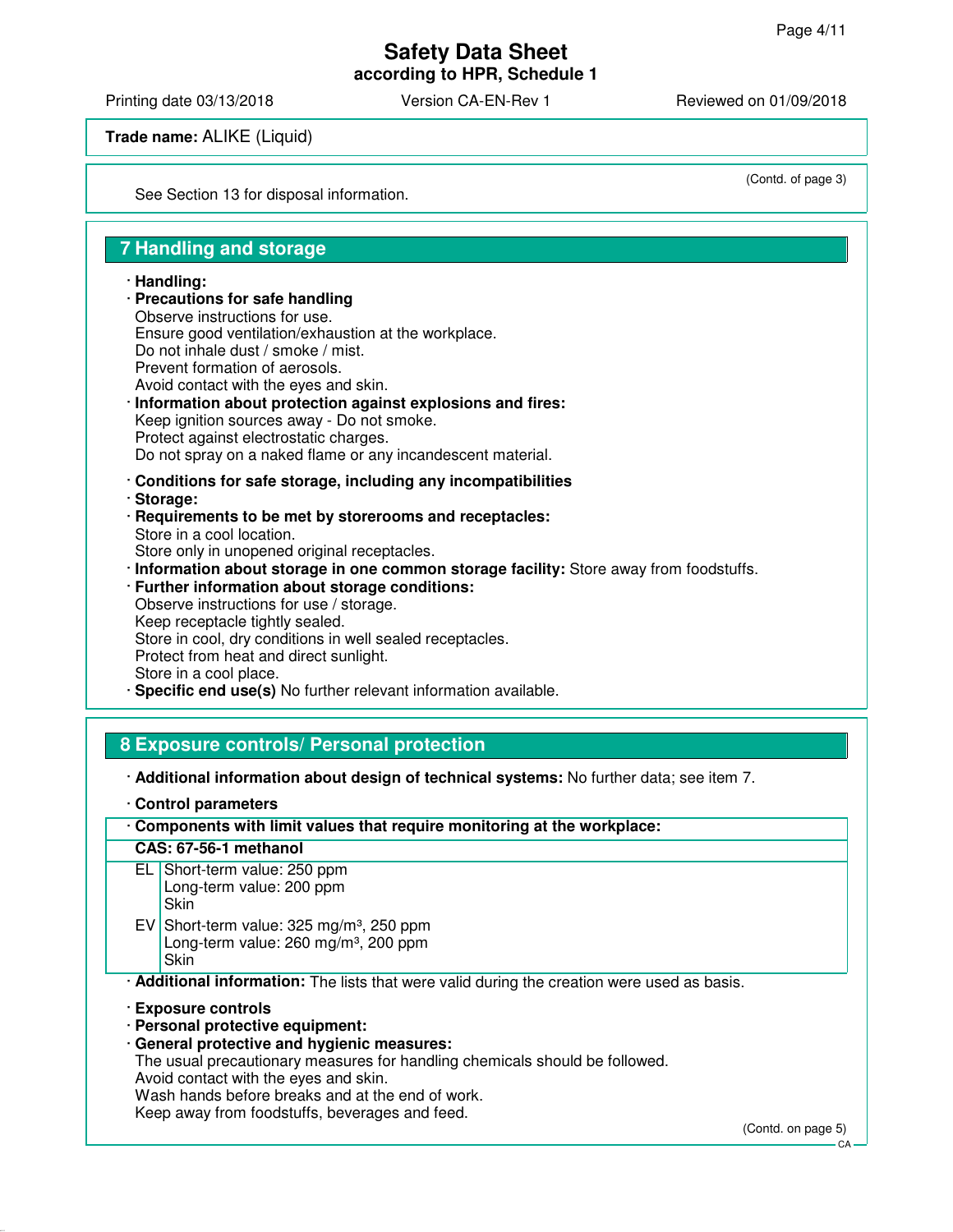Trade name: ALIKE (Liquid)

(Contd. of page 3)

See Section 13 for disposal information.

## 7 Handling and storage

· **Handling:**
· **Precautions for safe handling**
Observe instructions for use.
Ensure good ventilation/exhaustion at the workplace.
Do not inhale dust / smoke / mist.
Prevent formation of aerosols.
Avoid contact with the eyes and skin.
· **Information about protection against explosions and fires:**
Keep ignition sources away - Do not smoke.
Protect against electrostatic charges.
Do not spray on a naked flame or any incandescent material.

· **Conditions for safe storage, including any incompatibilities**
· **Storage:**
· **Requirements to be met by storerooms and receptacles:**
Store in a cool location.
Store only in unopened original receptacles.
· **Information about storage in one common storage facility:** Store away from foodstuffs.
· **Further information about storage conditions:**
Observe instructions for use / storage.
Keep receptacle tightly sealed.
Store in cool, dry conditions in well sealed receptacles.
Protect from heat and direct sunlight.
Store in a cool place.
· **Specific end use(s)** No further relevant information available.

## 8 Exposure controls/ Personal protection

· **Additional information about design of technical systems:** No further data; see item 7.

· **Control parameters**

| · Components with limit values that require monitoring at the workplace: | |
|---|---|
| **CAS: 67-56-1 methanol** | |
| EL | Short-term value: 250 ppm<br>Long-term value: 200 ppm<br>Skin |
| EV | Short-term value: 325 mg/m³, 250 ppm<br>Long-term value: 260 mg/m³, 200 ppm<br>Skin |

· **Additional information:** The lists that were valid during the creation were used as basis.

· **Exposure controls**
· **Personal protective equipment:**
· **General protective and hygienic measures:**
The usual precautionary measures for handling chemicals should be followed.
Avoid contact with the eyes and skin.
Wash hands before breaks and at the end of work.
Keep away from foodstuffs, beverages and feed.

(Contd. on page 5)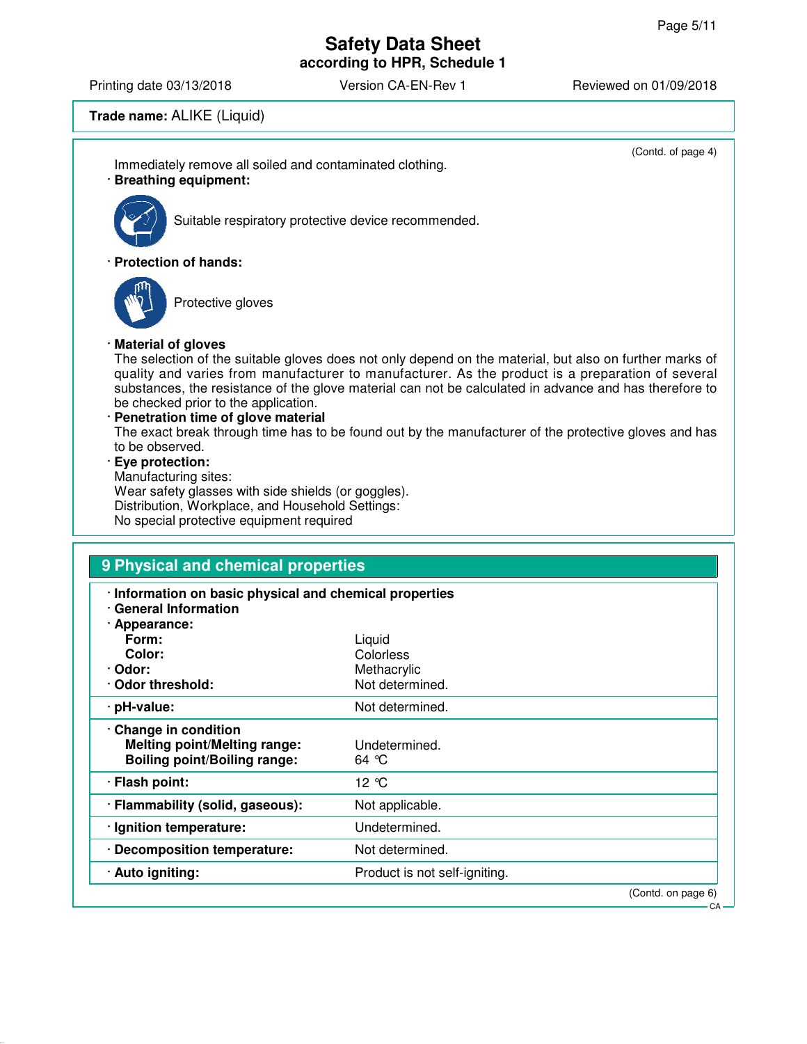**Trade name:** ALIKE (Liquid)

(Contd. of page 4)

Immediately remove all soiled and contaminated clothing.

· **Breathing equipment:**

Suitable respiratory protective device recommended.

· **Protection of hands:**

Protective gloves

· **Material of gloves**

The selection of the suitable gloves does not only depend on the material, but also on further marks of quality and varies from manufacturer to manufacturer. As the product is a preparation of several substances, the resistance of the glove material can not be calculated in advance and has therefore to be checked prior to the application.

· **Penetration time of glove material**

The exact break through time has to be found out by the manufacturer of the protective gloves and has to be observed.

· **Eye protection:**

Manufacturing sites:
Wear safety glasses with side shields (or goggles).
Distribution, Workplace, and Household Settings:
No special protective equipment required

## 9 Physical and chemical properties

· **Information on basic physical and chemical properties**
· **General Information**

| · **Appearance:** | |
|---|---|
| **Form:** | Liquid |
| **Color:** | Colorless |
| · **Odor:** | Methacrylic |
| · **Odor threshold:** | Not determined. |
| · **pH-value:** | Not determined. |
| · **Change in condition** | |
| **Melting point/Melting range:** | Undetermined. |
| **Boiling point/Boiling range:** | 64 °C |
| · **Flash point:** | 12 °C |
| · **Flammability (solid, gaseous):** | Not applicable. |
| · **Ignition temperature:** | Undetermined. |
| · **Decomposition temperature:** | Not determined. |
| · **Auto igniting:** | Product is not self-igniting. |

(Contd. on page 6)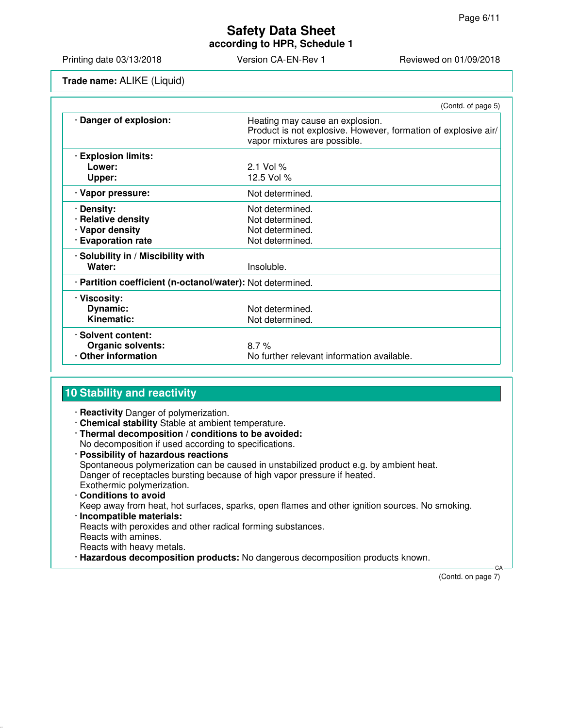**Trade name:** ALIKE (Liquid)

(Contd. of page 5)

| | |
|---|---|
| · **Danger of explosion:** | Heating may cause an explosion. Product is not explosive. However, formation of explosive air/vapor mixtures are possible. |
| · **Explosion limits:** | |
| **Lower:** | 2.1 Vol % |
| **Upper:** | 12.5 Vol % |
| · **Vapor pressure:** | Not determined. |
| · **Density:** | Not determined. |
| · **Relative density** | Not determined. |
| · **Vapor density** | Not determined. |
| · **Evaporation rate** | Not determined. |
| · **Solubility in / Miscibility with** | |
| **Water:** | Insoluble. |
| · **Partition coefficient (n-octanol/water):** | Not determined. |
| · **Viscosity:** | |
| **Dynamic:** | Not determined. |
| **Kinematic:** | Not determined. |
| · **Solvent content:** | |
| **Organic solvents:** | 8.7 % |
| · **Other information** | No further relevant information available. |

## 10 Stability and reactivity

- · **Reactivity** Danger of polymerization.
- · **Chemical stability** Stable at ambient temperature.
- · **Thermal decomposition / conditions to be avoided:**
  No decomposition if used according to specifications.
- · **Possibility of hazardous reactions**
  Spontaneous polymerization can be caused in unstabilized product e.g. by ambient heat.
  Danger of receptacles bursting because of high vapor pressure if heated.
  Exothermic polymerization.
- · **Conditions to avoid**
  Keep away from heat, hot surfaces, sparks, open flames and other ignition sources. No smoking.
- · **Incompatible materials:**
  Reacts with peroxides and other radical forming substances.
  Reacts with amines.
  Reacts with heavy metals.
- · **Hazardous decomposition products:** No dangerous decomposition products known.

(Contd. on page 7)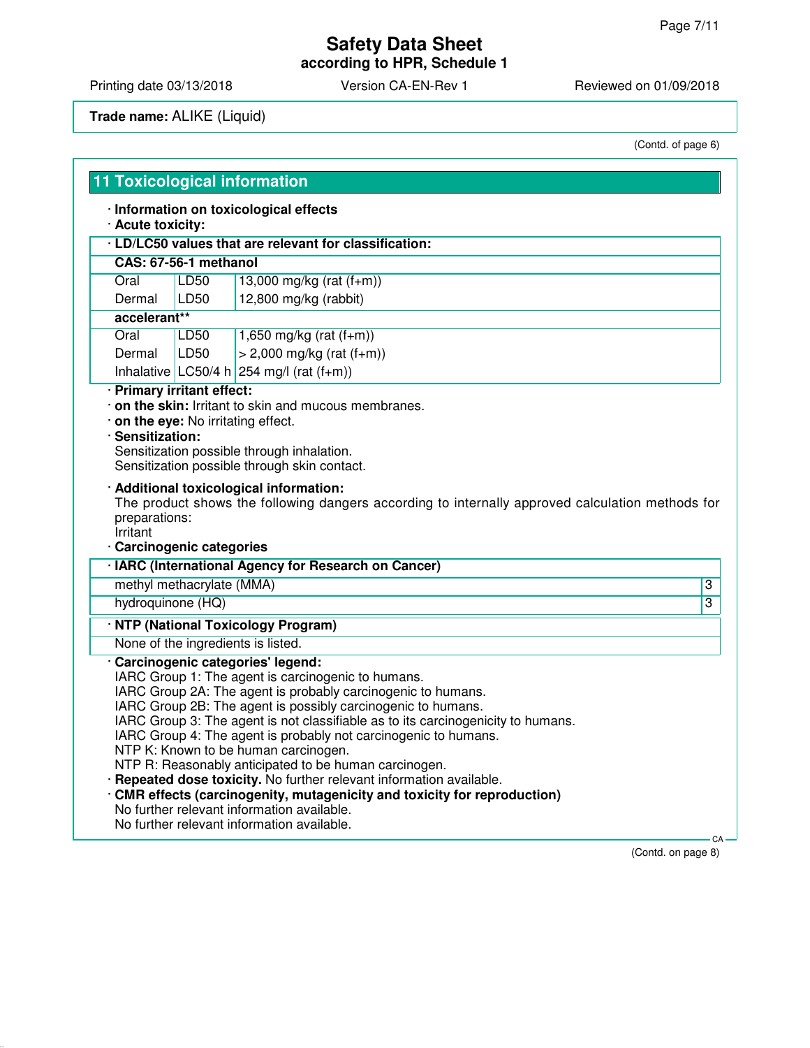**Trade name:** ALIKE (Liquid)

(Contd. of page 6)

## 11 Toxicological information

· **Information on toxicological effects**
· **Acute toxicity:**

| · LD/LC50 values that are relevant for classification: | | |
|---|---|---|
| **CAS: 67-56-1 methanol** | | |
| Oral | LD50 | 13,000 mg/kg (rat (f+m)) |
| Dermal | LD50 | 12,800 mg/kg (rabbit) |
| **accelerant**** | | |
| Oral | LD50 | 1,650 mg/kg (rat (f+m)) |
| Dermal | LD50 | > 2,000 mg/kg (rat (f+m)) |
| Inhalative | LC50/4 h | 254 mg/l (rat (f+m)) |

· **Primary irritant effect:**
· **on the skin:** Irritant to skin and mucous membranes.
· **on the eye:** No irritating effect.
· **Sensitization:**
Sensitization possible through inhalation.
Sensitization possible through skin contact.

· **Additional toxicological information:**
The product shows the following dangers according to internally approved calculation methods for preparations:
Irritant

· **Carcinogenic categories**

| · IARC (International Agency for Research on Cancer) | |
|---|---|
| methyl methacrylate (MMA) | 3 |
| hydroquinone (HQ) | 3 |

| · NTP (National Toxicology Program) |
|---|
| None of the ingredients is listed. |

· **Carcinogenic categories' legend:**
IARC Group 1: The agent is carcinogenic to humans.
IARC Group 2A: The agent is probably carcinogenic to humans.
IARC Group 2B: The agent is possibly carcinogenic to humans.
IARC Group 3: The agent is not classifiable as to its carcinogenicity to humans.
IARC Group 4: The agent is probably not carcinogenic to humans.
NTP K: Known to be human carcinogen.
NTP R: Reasonably anticipated to be human carcinogen.
· **Repeated dose toxicity.** No further relevant information available.
· **CMR effects (carcinogenity, mutagenicity and toxicity for reproduction)**
No further relevant information available.
No further relevant information available.

(Contd. on page 8)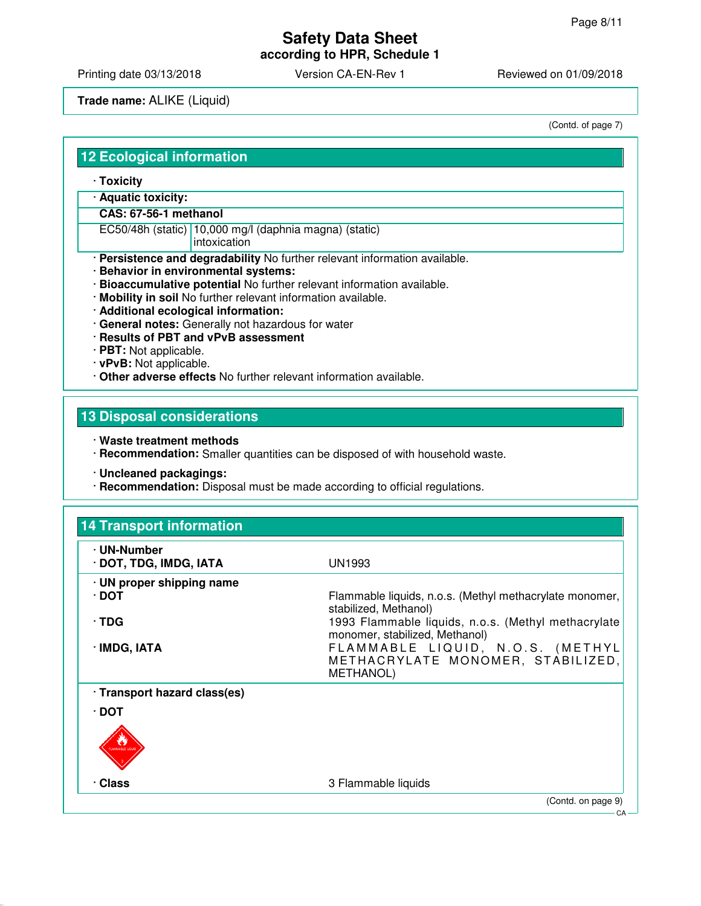**Trade name:** ALIKE (Liquid)

(Contd. of page 7)

## 12 Ecological information

· **Toxicity**

| · **Aquatic toxicity:** | |
|---|---|
| **CAS: 67-56-1 methanol** | |
| EC50/48h (static) | 10,000 mg/l (daphnia magna) (static) intoxication |

· **Persistence and degradability** No further relevant information available.
· **Behavior in environmental systems:**
· **Bioaccumulative potential** No further relevant information available.
· **Mobility in soil** No further relevant information available.
· **Additional ecological information:**
· **General notes:** Generally not hazardous for water
· **Results of PBT and vPvB assessment**
· **PBT:** Not applicable.
· **vPvB:** Not applicable.
· **Other adverse effects** No further relevant information available.

## 13 Disposal considerations

· **Waste treatment methods**
· **Recommendation:** Smaller quantities can be disposed of with household waste.

· **Uncleaned packagings:**
· **Recommendation:** Disposal must be made according to official regulations.

## 14 Transport information

| | |
|---|---|
| · **UN-Number** | |
| · **DOT, TDG, IMDG, IATA** | UN1993 |
| · **UN proper shipping name** | |
| · **DOT** | Flammable liquids, n.o.s. (Methyl methacrylate monomer, stabilized, Methanol) |
| · **TDG** | 1993 Flammable liquids, n.o.s. (Methyl methacrylate monomer, stabilized, Methanol) |
| · **IMDG, IATA** | FLAMMABLE LIQUID, N.O.S. (METHYL METHACRYLATE MONOMER, STABILIZED, METHANOL) |
| · **Transport hazard class(es)** | |
| · **DOT** | |
| · **Class** | 3 Flammable liquids |

(Contd. on page 9)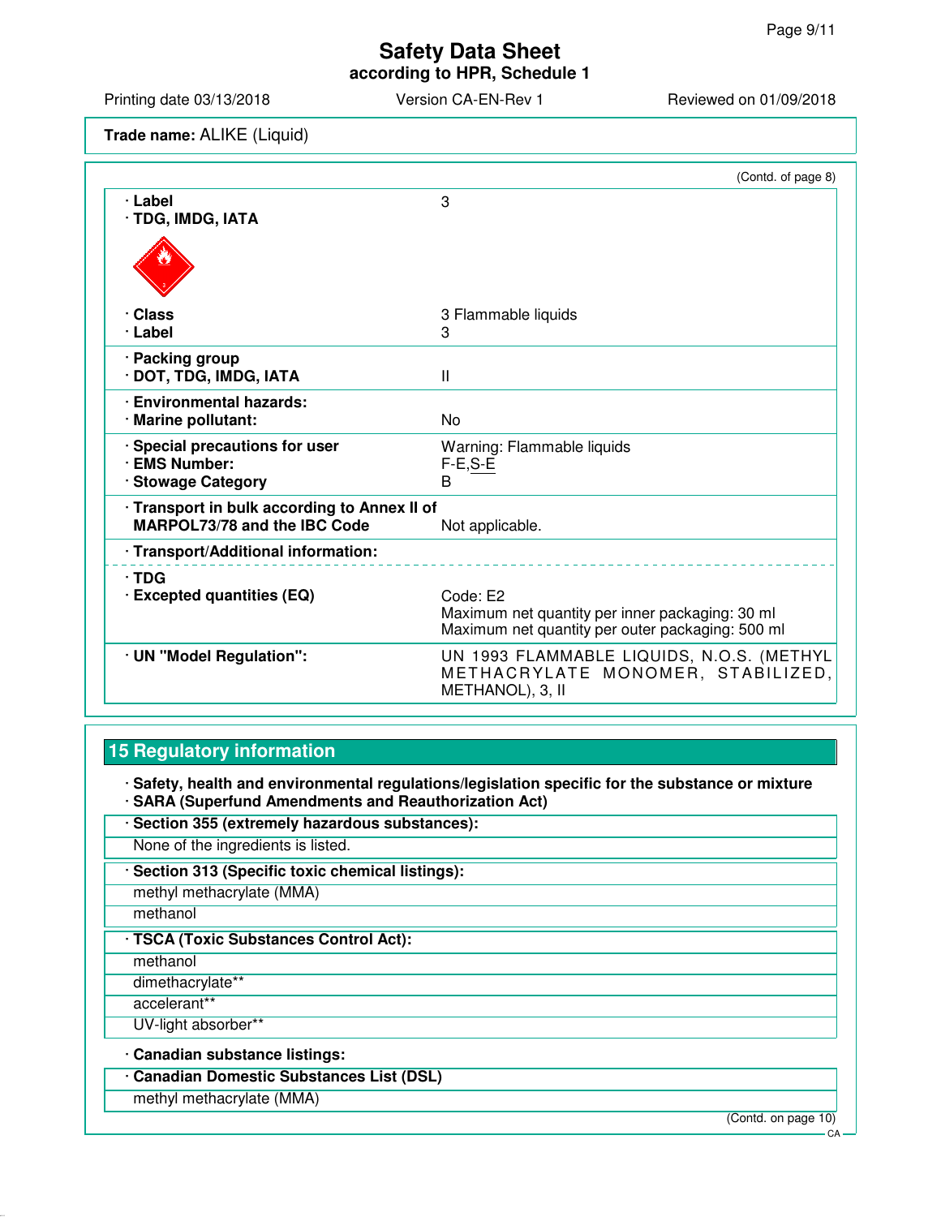**Trade name:** ALIKE (Liquid)

(Contd. of page 8)

| | |
|---|---|
| · **Label** | 3 |
| · **TDG, IMDG, IATA** | |
| · **Class** | 3 Flammable liquids |
| · **Label** | 3 |
| · **Packing group** | |
| · **DOT, TDG, IMDG, IATA** | II |
| · **Environmental hazards:** | |
| · **Marine pollutant:** | No |
| · **Special precautions for user** | Warning: Flammable liquids |
| · **EMS Number:** | F-E,S-E |
| · **Stowage Category** | B |
| · **Transport in bulk according to Annex II of MARPOL73/78 and the IBC Code** | Not applicable. |
| · **Transport/Additional information:** | |
| · **TDG** | |
| · **Excepted quantities (EQ)** | Code: E2<br>Maximum net quantity per inner packaging: 30 ml<br>Maximum net quantity per outer packaging: 500 ml |
| · **UN "Model Regulation":** | UN 1993 FLAMMABLE LIQUIDS, N.O.S. (METHYL METHACRYLATE MONOMER, STABILIZED, METHANOL), 3, II |

## 15 Regulatory information

· **Safety, health and environmental regulations/legislation specific for the substance or mixture**

· **SARA (Superfund Amendments and Reauthorization Act)**

· **Section 355 (extremely hazardous substances):**

None of the ingredients is listed.

· **Section 313 (Specific toxic chemical listings):**

methyl methacrylate (MMA)

methanol

· **TSCA (Toxic Substances Control Act):**

methanol

dimethacrylate**

accelerant**

UV-light absorber**

· **Canadian substance listings:**

· **Canadian Domestic Substances List (DSL)**

methyl methacrylate (MMA)

(Contd. on page 10)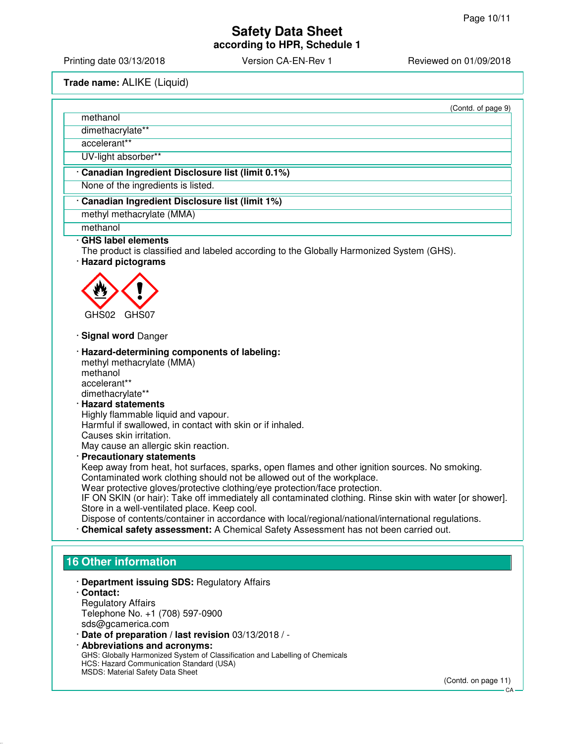**Trade name:** ALIKE (Liquid)

(Contd. of page 9)

| |
|---|
| methanol |
| dimethacrylate** |
| accelerant** |
| UV-light absorber** |

· **Canadian Ingredient Disclosure list (limit 0.1%)**

None of the ingredients is listed.

· **Canadian Ingredient Disclosure list (limit 1%)**

| |
|---|
| methyl methacrylate (MMA) |
| methanol |

· **GHS label elements**

The product is classified and labeled according to the Globally Harmonized System (GHS).

· **Hazard pictograms**

GHS02 GHS07

· **Signal word** Danger

· **Hazard-determining components of labeling:**

methyl methacrylate (MMA)
methanol
accelerant**
dimethacrylate**

· **Hazard statements**

Highly flammable liquid and vapour.
Harmful if swallowed, in contact with skin or if inhaled.
Causes skin irritation.
May cause an allergic skin reaction.

· **Precautionary statements**

Keep away from heat, hot surfaces, sparks, open flames and other ignition sources. No smoking.
Contaminated work clothing should not be allowed out of the workplace.
Wear protective gloves/protective clothing/eye protection/face protection.
IF ON SKIN (or hair): Take off immediately all contaminated clothing. Rinse skin with water [or shower].
Store in a well-ventilated place. Keep cool.
Dispose of contents/container in accordance with local/regional/national/international regulations.

· **Chemical safety assessment:** A Chemical Safety Assessment has not been carried out.

## 16 Other information

· **Department issuing SDS:** Regulatory Affairs

· **Contact:**

Regulatory Affairs
Telephone No. +1 (708) 597-0900
sds@gcamerica.com

· **Date of preparation / last revision** 03/13/2018 / -

· **Abbreviations and acronyms:**

GHS: Globally Harmonized System of Classification and Labelling of Chemicals
HCS: Hazard Communication Standard (USA)
MSDS: Material Safety Data Sheet

(Contd. on page 11)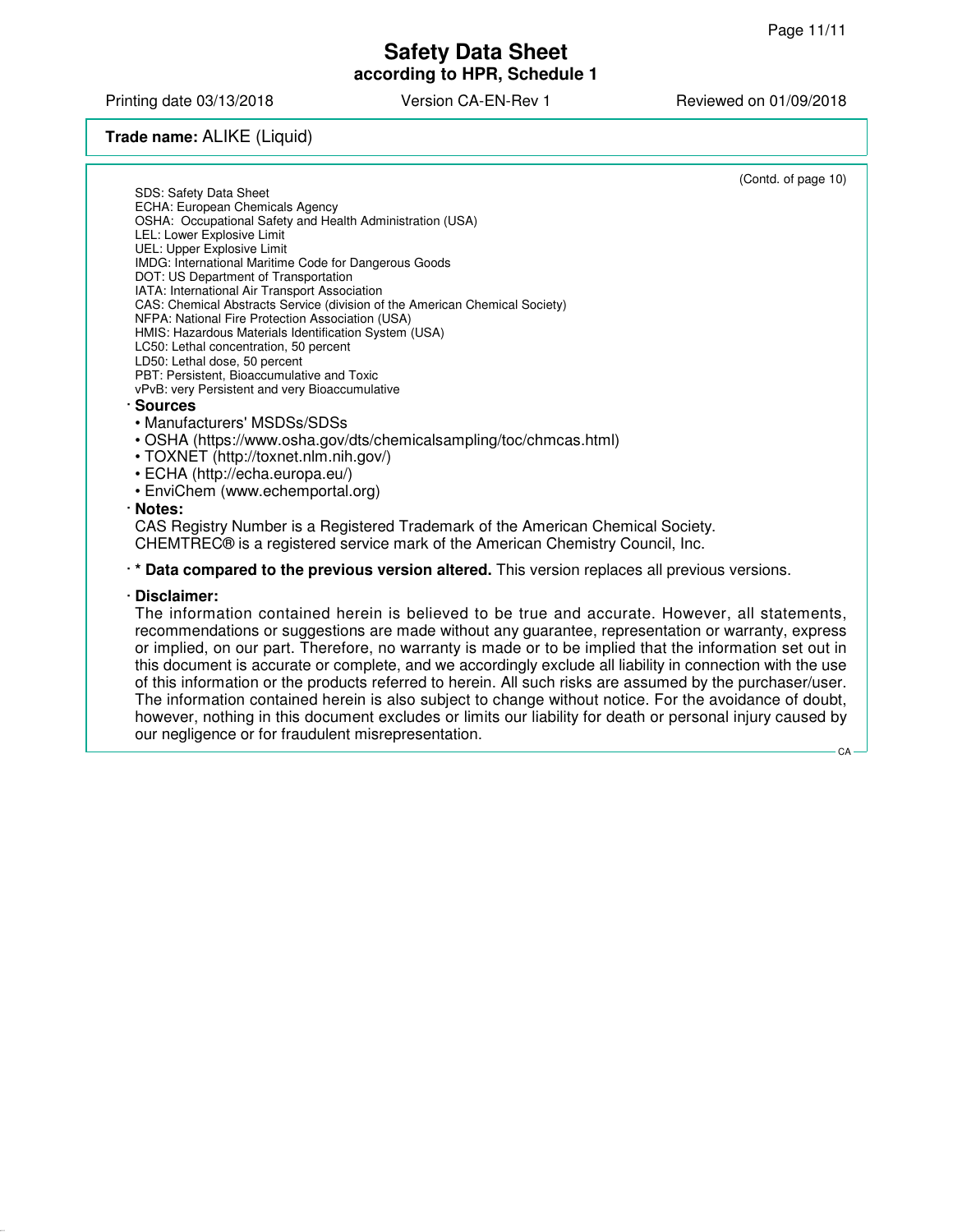(Contd. of page 10)

SDS: Safety Data Sheet
ECHA: European Chemicals Agency
OSHA: Occupational Safety and Health Administration (USA)
LEL: Lower Explosive Limit
UEL: Upper Explosive Limit
IMDG: International Maritime Code for Dangerous Goods
DOT: US Department of Transportation
IATA: International Air Transport Association
CAS: Chemical Abstracts Service (division of the American Chemical Society)
NFPA: National Fire Protection Association (USA)
HMIS: Hazardous Materials Identification System (USA)
LC50: Lethal concentration, 50 percent
LD50: Lethal dose, 50 percent
PBT: Persistent, Bioaccumulative and Toxic
vPvB: very Persistent and very Bioaccumulative

· **Sources**

- Manufacturers' MSDSs/SDSs
- OSHA (https://www.osha.gov/dts/chemicalsampling/toc/chmcas.html)
- TOXNET (http://toxnet.nlm.nih.gov/)
- ECHA (http://echa.europa.eu/)
- EnviChem (www.echemportal.org)

· **Notes:**

CAS Registry Number is a Registered Trademark of the American Chemical Society.
CHEMTREC® is a registered service mark of the American Chemistry Council, Inc.

· **\* Data compared to the previous version altered.** This version replaces all previous versions.

· **Disclaimer:**

The information contained herein is believed to be true and accurate. However, all statements, recommendations or suggestions are made without any guarantee, representation or warranty, express or implied, on our part. Therefore, no warranty is made or to be implied that the information set out in this document is accurate or complete, and we accordingly exclude all liability in connection with the use of this information or the products referred to herein. All such risks are assumed by the purchaser/user. The information contained herein is also subject to change without notice. For the avoidance of doubt, however, nothing in this document excludes or limits our liability for death or personal injury caused by our negligence or for fraudulent misrepresentation.